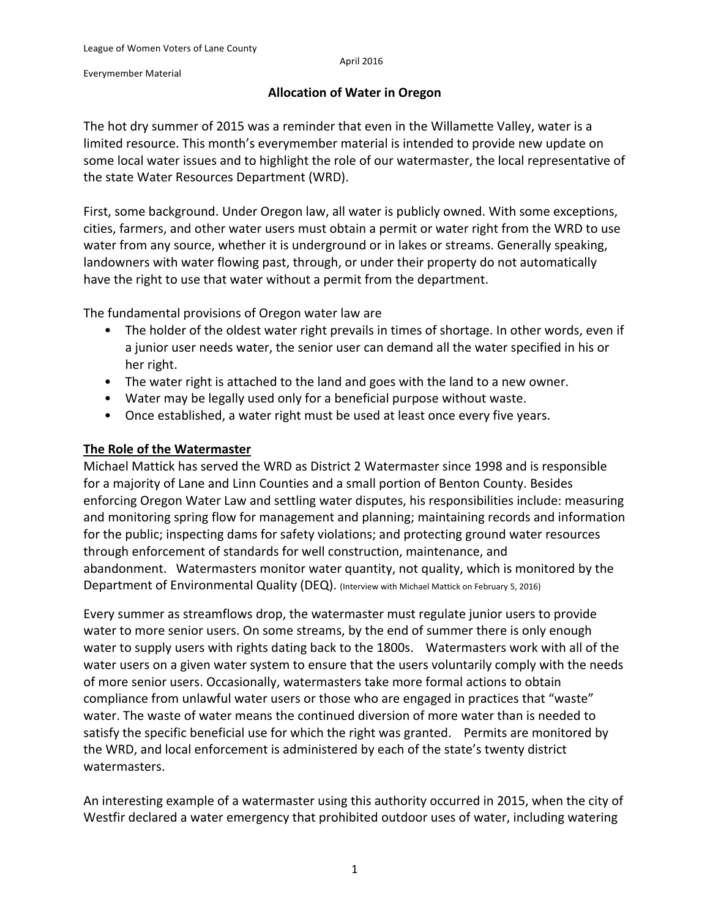League of Women Voters of Lane County

April 2016

Everymember Material

# Allocation of Water in Oregon

The hot dry summer of 2015 was a reminder that even in the Willamette Valley, water is a limited resource. This month's everymember material is intended to provide new update on some local water issues and to highlight the role of our watermaster, the local representative of the state Water Resources Department (WRD).

First, some background. Under Oregon law, all water is publicly owned. With some exceptions, cities, farmers, and other water users must obtain a permit or water right from the WRD to use water from any source, whether it is underground or in lakes or streams. Generally speaking, landowners with water flowing past, through, or under their property do not automatically have the right to use that water without a permit from the department.

The fundamental provisions of Oregon water law are

- The holder of the oldest water right prevails in times of shortage. In other words, even if a junior user needs water, the senior user can demand all the water specified in his or her right.
- The water right is attached to the land and goes with the land to a new owner.
- Water may be legally used only for a beneficial purpose without waste.
- Once established, a water right must be used at least once every five years.

## The Role of the Watermaster

Michael Mattick has served the WRD as District 2 Watermaster since 1998 and is responsible for a majority of Lane and Linn Counties and a small portion of Benton County. Besides enforcing Oregon Water Law and settling water disputes, his responsibilities include: measuring and monitoring spring flow for management and planning; maintaining records and information for the public; inspecting dams for safety violations; and protecting ground water resources through enforcement of standards for well construction, maintenance, and abandonment. Watermasters monitor water quantity, not quality, which is monitored by the Department of Environmental Quality (DEQ). (Interview with Michael Mattick on February 5, 2016)

Every summer as streamflows drop, the watermaster must regulate junior users to provide water to more senior users. On some streams, by the end of summer there is only enough water to supply users with rights dating back to the 1800s. Watermasters work with all of the water users on a given water system to ensure that the users voluntarily comply with the needs of more senior users. Occasionally, watermasters take more formal actions to obtain compliance from unlawful water users or those who are engaged in practices that "waste" water. The waste of water means the continued diversion of more water than is needed to satisfy the specific beneficial use for which the right was granted. Permits are monitored by the WRD, and local enforcement is administered by each of the state's twenty district watermasters.

An interesting example of a watermaster using this authority occurred in 2015, when the city of Westfir declared a water emergency that prohibited outdoor uses of water, including watering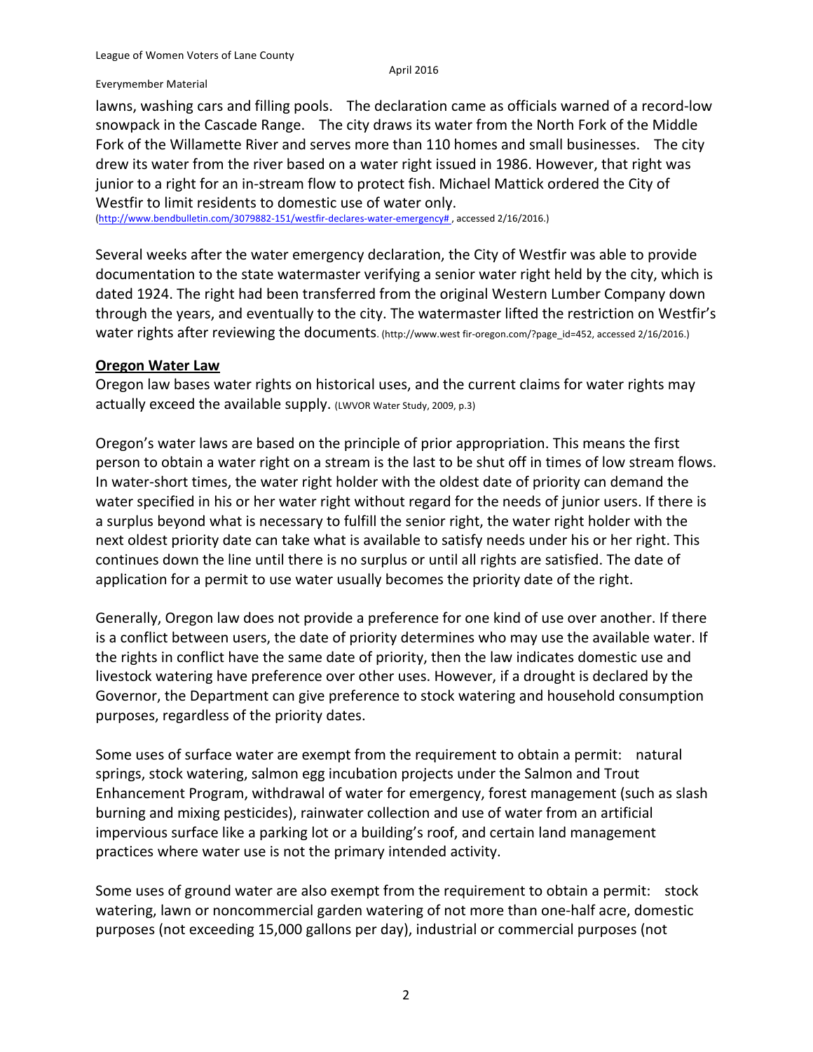lawns, washing cars and filling pools. The declaration came as officials warned of a record-low snowpack in the Cascade Range. The city draws its water from the North Fork of the Middle Fork of the Willamette River and serves more than 110 homes and small businesses. The city drew its water from the river based on a water right issued in 1986. However, that right was junior to a right for an in-stream flow to protect fish. Michael Mattick ordered the City of Westfir to limit residents to domestic use of water only.
(http://www.bendbulletin.com/3079882-151/westfir-declares-water-emergency# , accessed 2/16/2016.)

Several weeks after the water emergency declaration, the City of Westfir was able to provide documentation to the state watermaster verifying a senior water right held by the city, which is dated 1924. The right had been transferred from the original Western Lumber Company down through the years, and eventually to the city. The watermaster lifted the restriction on Westfir's water rights after reviewing the documents. (http://www.west fir-oregon.com/?page_id=452, accessed 2/16/2016.)

**Oregon Water Law**

Oregon law bases water rights on historical uses, and the current claims for water rights may actually exceed the available supply. (LWVOR Water Study, 2009, p.3)

Oregon's water laws are based on the principle of prior appropriation. This means the first person to obtain a water right on a stream is the last to be shut off in times of low stream flows. In water-short times, the water right holder with the oldest date of priority can demand the water specified in his or her water right without regard for the needs of junior users. If there is a surplus beyond what is necessary to fulfill the senior right, the water right holder with the next oldest priority date can take what is available to satisfy needs under his or her right. This continues down the line until there is no surplus or until all rights are satisfied. The date of application for a permit to use water usually becomes the priority date of the right.

Generally, Oregon law does not provide a preference for one kind of use over another. If there is a conflict between users, the date of priority determines who may use the available water. If the rights in conflict have the same date of priority, then the law indicates domestic use and livestock watering have preference over other uses. However, if a drought is declared by the Governor, the Department can give preference to stock watering and household consumption purposes, regardless of the priority dates.

Some uses of surface water are exempt from the requirement to obtain a permit: natural springs, stock watering, salmon egg incubation projects under the Salmon and Trout Enhancement Program, withdrawal of water for emergency, forest management (such as slash burning and mixing pesticides), rainwater collection and use of water from an artificial impervious surface like a parking lot or a building's roof, and certain land management practices where water use is not the primary intended activity.

Some uses of ground water are also exempt from the requirement to obtain a permit: stock watering, lawn or noncommercial garden watering of not more than one-half acre, domestic purposes (not exceeding 15,000 gallons per day), industrial or commercial purposes (not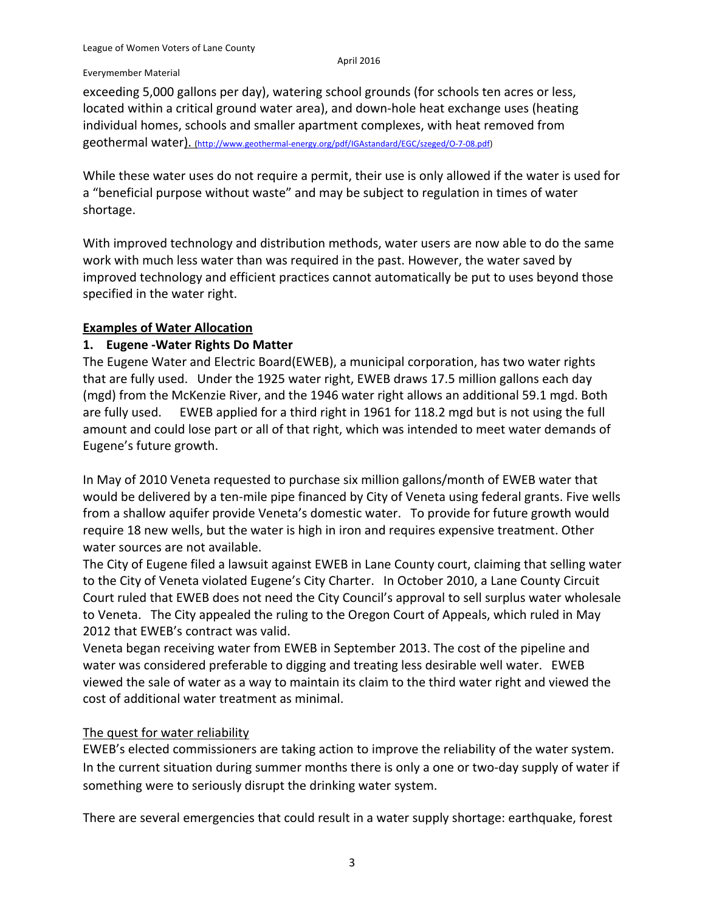exceeding 5,000 gallons per day), watering school grounds (for schools ten acres or less, located within a critical ground water area), and down-hole heat exchange uses (heating individual homes, schools and smaller apartment complexes, with heat removed from geothermal water). (http://www.geothermal-energy.org/pdf/IGAstandard/EGC/szeged/O-7-08.pdf)

While these water uses do not require a permit, their use is only allowed if the water is used for a "beneficial purpose without waste" and may be subject to regulation in times of water shortage.

With improved technology and distribution methods, water users are now able to do the same work with much less water than was required in the past. However, the water saved by improved technology and efficient practices cannot automatically be put to uses beyond those specified in the water right.

## Examples of Water Allocation

### 1. Eugene -Water Rights Do Matter

The Eugene Water and Electric Board(EWEB), a municipal corporation, has two water rights that are fully used. Under the 1925 water right, EWEB draws 17.5 million gallons each day (mgd) from the McKenzie River, and the 1946 water right allows an additional 59.1 mgd. Both are fully used. EWEB applied for a third right in 1961 for 118.2 mgd but is not using the full amount and could lose part or all of that right, which was intended to meet water demands of Eugene's future growth.

In May of 2010 Veneta requested to purchase six million gallons/month of EWEB water that would be delivered by a ten-mile pipe financed by City of Veneta using federal grants. Five wells from a shallow aquifer provide Veneta's domestic water. To provide for future growth would require 18 new wells, but the water is high in iron and requires expensive treatment. Other water sources are not available.

The City of Eugene filed a lawsuit against EWEB in Lane County court, claiming that selling water to the City of Veneta violated Eugene's City Charter. In October 2010, a Lane County Circuit Court ruled that EWEB does not need the City Council's approval to sell surplus water wholesale to Veneta. The City appealed the ruling to the Oregon Court of Appeals, which ruled in May 2012 that EWEB's contract was valid.

Veneta began receiving water from EWEB in September 2013. The cost of the pipeline and water was considered preferable to digging and treating less desirable well water. EWEB viewed the sale of water as a way to maintain its claim to the third water right and viewed the cost of additional water treatment as minimal.

#### The quest for water reliability

EWEB's elected commissioners are taking action to improve the reliability of the water system. In the current situation during summer months there is only a one or two-day supply of water if something were to seriously disrupt the drinking water system.

There are several emergencies that could result in a water supply shortage: earthquake, forest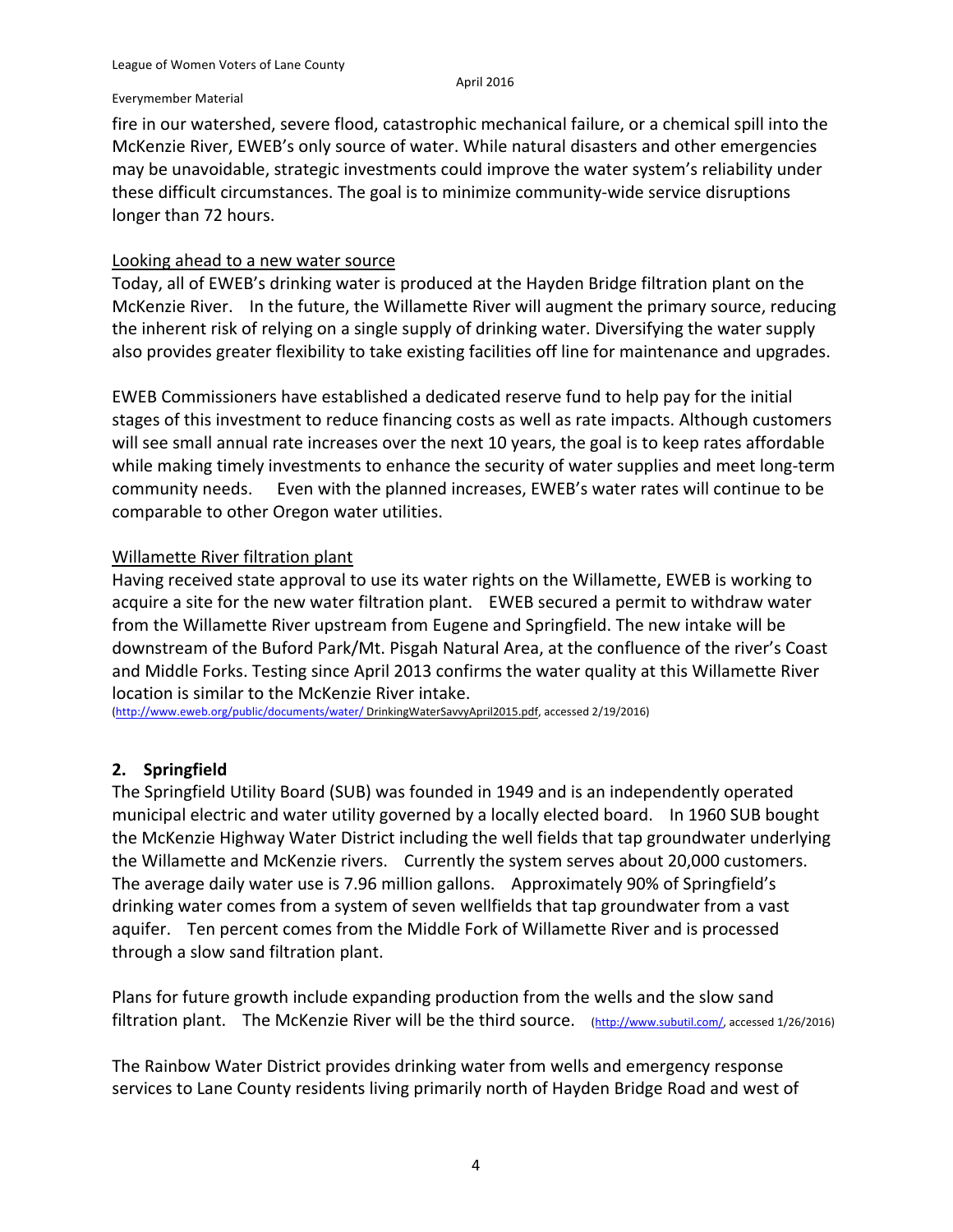fire in our watershed, severe flood, catastrophic mechanical failure, or a chemical spill into the McKenzie River, EWEB's only source of water. While natural disasters and other emergencies may be unavoidable, strategic investments could improve the water system's reliability under these difficult circumstances. The goal is to minimize community-wide service disruptions longer than 72 hours.

<u>Looking ahead to a new water source</u>

Today, all of EWEB's drinking water is produced at the Hayden Bridge filtration plant on the McKenzie River. In the future, the Willamette River will augment the primary source, reducing the inherent risk of relying on a single supply of drinking water. Diversifying the water supply also provides greater flexibility to take existing facilities off line for maintenance and upgrades.

EWEB Commissioners have established a dedicated reserve fund to help pay for the initial stages of this investment to reduce financing costs as well as rate impacts. Although customers will see small annual rate increases over the next 10 years, the goal is to keep rates affordable while making timely investments to enhance the security of water supplies and meet long-term community needs. Even with the planned increases, EWEB's water rates will continue to be comparable to other Oregon water utilities.

<u>Willamette River filtration plant</u>

Having received state approval to use its water rights on the Willamette, EWEB is working to acquire a site for the new water filtration plant. EWEB secured a permit to withdraw water from the Willamette River upstream from Eugene and Springfield. The new intake will be downstream of the Buford Park/Mt. Pisgah Natural Area, at the confluence of the river's Coast and Middle Forks. Testing since April 2013 confirms the water quality at this Willamette River location is similar to the McKenzie River intake.

(http://www.eweb.org/public/documents/water/ DrinkingWaterSavvyApril2015.pdf, accessed 2/19/2016)

### 2. Springfield

The Springfield Utility Board (SUB) was founded in 1949 and is an independently operated municipal electric and water utility governed by a locally elected board. In 1960 SUB bought the McKenzie Highway Water District including the well fields that tap groundwater underlying the Willamette and McKenzie rivers. Currently the system serves about 20,000 customers. The average daily water use is 7.96 million gallons. Approximately 90% of Springfield's drinking water comes from a system of seven wellfields that tap groundwater from a vast aquifer. Ten percent comes from the Middle Fork of Willamette River and is processed through a slow sand filtration plant.

Plans for future growth include expanding production from the wells and the slow sand filtration plant. The McKenzie River will be the third source. (http://www.subutil.com/, accessed 1/26/2016)

The Rainbow Water District provides drinking water from wells and emergency response services to Lane County residents living primarily north of Hayden Bridge Road and west of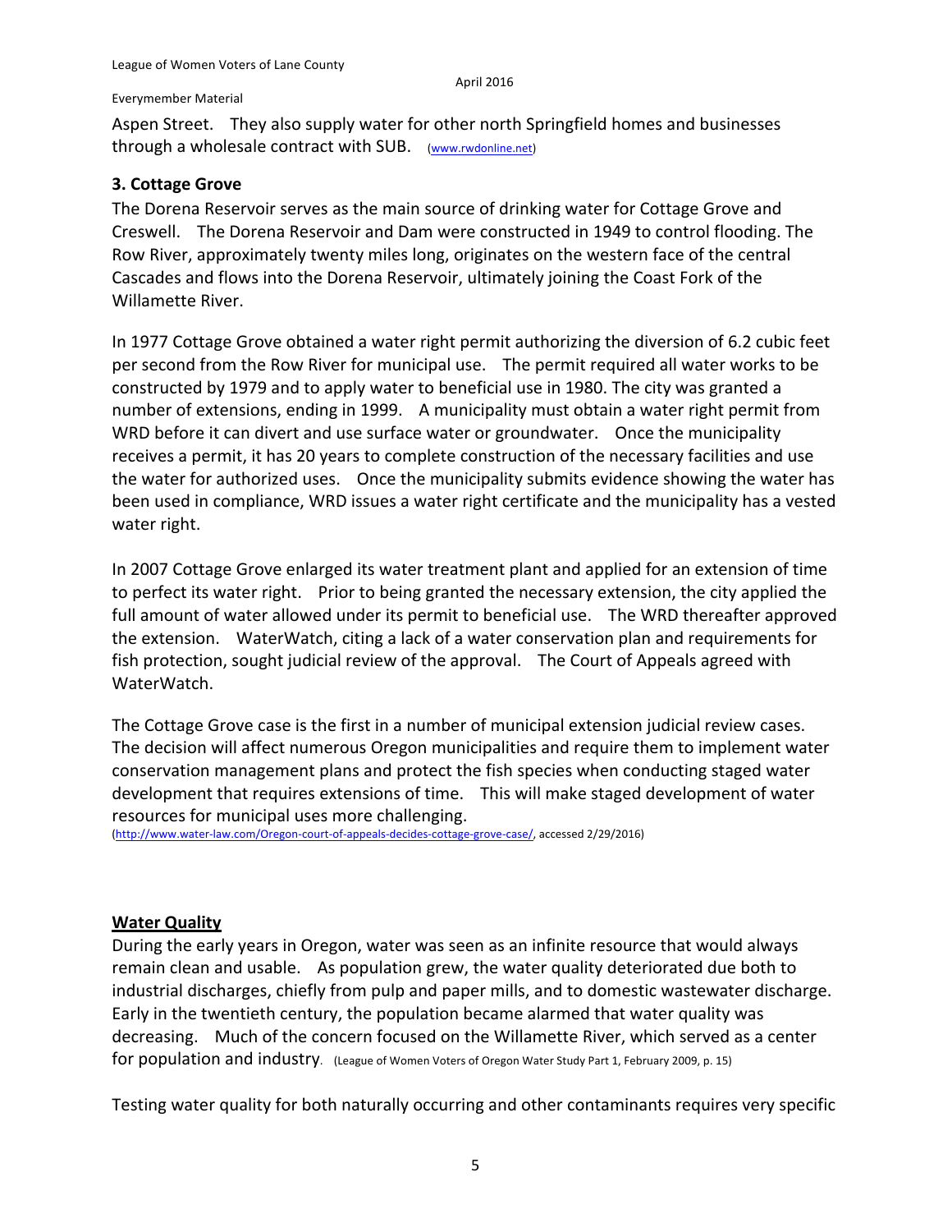Aspen Street. They also supply water for other north Springfield homes and businesses through a wholesale contract with SUB. (www.rwdonline.net)

### 3. Cottage Grove

The Dorena Reservoir serves as the main source of drinking water for Cottage Grove and Creswell. The Dorena Reservoir and Dam were constructed in 1949 to control flooding. The Row River, approximately twenty miles long, originates on the western face of the central Cascades and flows into the Dorena Reservoir, ultimately joining the Coast Fork of the Willamette River.

In 1977 Cottage Grove obtained a water right permit authorizing the diversion of 6.2 cubic feet per second from the Row River for municipal use. The permit required all water works to be constructed by 1979 and to apply water to beneficial use in 1980. The city was granted a number of extensions, ending in 1999. A municipality must obtain a water right permit from WRD before it can divert and use surface water or groundwater. Once the municipality receives a permit, it has 20 years to complete construction of the necessary facilities and use the water for authorized uses. Once the municipality submits evidence showing the water has been used in compliance, WRD issues a water right certificate and the municipality has a vested water right.

In 2007 Cottage Grove enlarged its water treatment plant and applied for an extension of time to perfect its water right. Prior to being granted the necessary extension, the city applied the full amount of water allowed under its permit to beneficial use. The WRD thereafter approved the extension. WaterWatch, citing a lack of a water conservation plan and requirements for fish protection, sought judicial review of the approval. The Court of Appeals agreed with WaterWatch.

The Cottage Grove case is the first in a number of municipal extension judicial review cases. The decision will affect numerous Oregon municipalities and require them to implement water conservation management plans and protect the fish species when conducting staged water development that requires extensions of time. This will make staged development of water resources for municipal uses more challenging.
(http://www.water-law.com/Oregon-court-of-appeals-decides-cottage-grove-case/, accessed 2/29/2016)

## Water Quality

During the early years in Oregon, water was seen as an infinite resource that would always remain clean and usable. As population grew, the water quality deteriorated due both to industrial discharges, chiefly from pulp and paper mills, and to domestic wastewater discharge. Early in the twentieth century, the population became alarmed that water quality was decreasing. Much of the concern focused on the Willamette River, which served as a center for population and industry. (League of Women Voters of Oregon Water Study Part 1, February 2009, p. 15)

Testing water quality for both naturally occurring and other contaminants requires very specific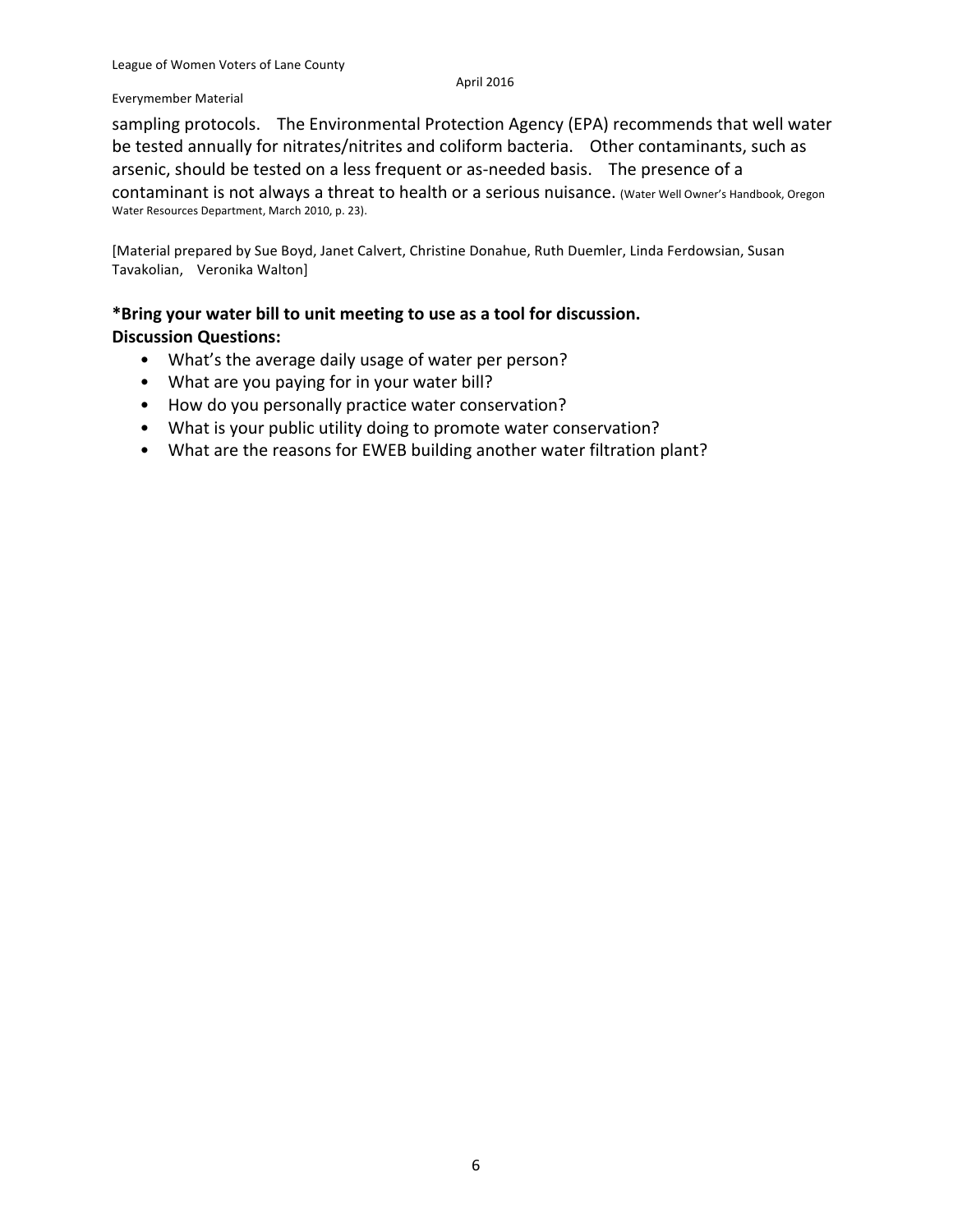sampling protocols. The Environmental Protection Agency (EPA) recommends that well water be tested annually for nitrates/nitrites and coliform bacteria. Other contaminants, such as arsenic, should be tested on a less frequent or as-needed basis. The presence of a contaminant is not always a threat to health or a serious nuisance. (Water Well Owner's Handbook, Oregon Water Resources Department, March 2010, p. 23).

[Material prepared by Sue Boyd, Janet Calvert, Christine Donahue, Ruth Duemler, Linda Ferdowsian, Susan Tavakolian, Veronika Walton]

**\*Bring your water bill to unit meeting to use as a tool for discussion.**

**Discussion Questions:**

- What's the average daily usage of water per person?
- What are you paying for in your water bill?
- How do you personally practice water conservation?
- What is your public utility doing to promote water conservation?
- What are the reasons for EWEB building another water filtration plant?